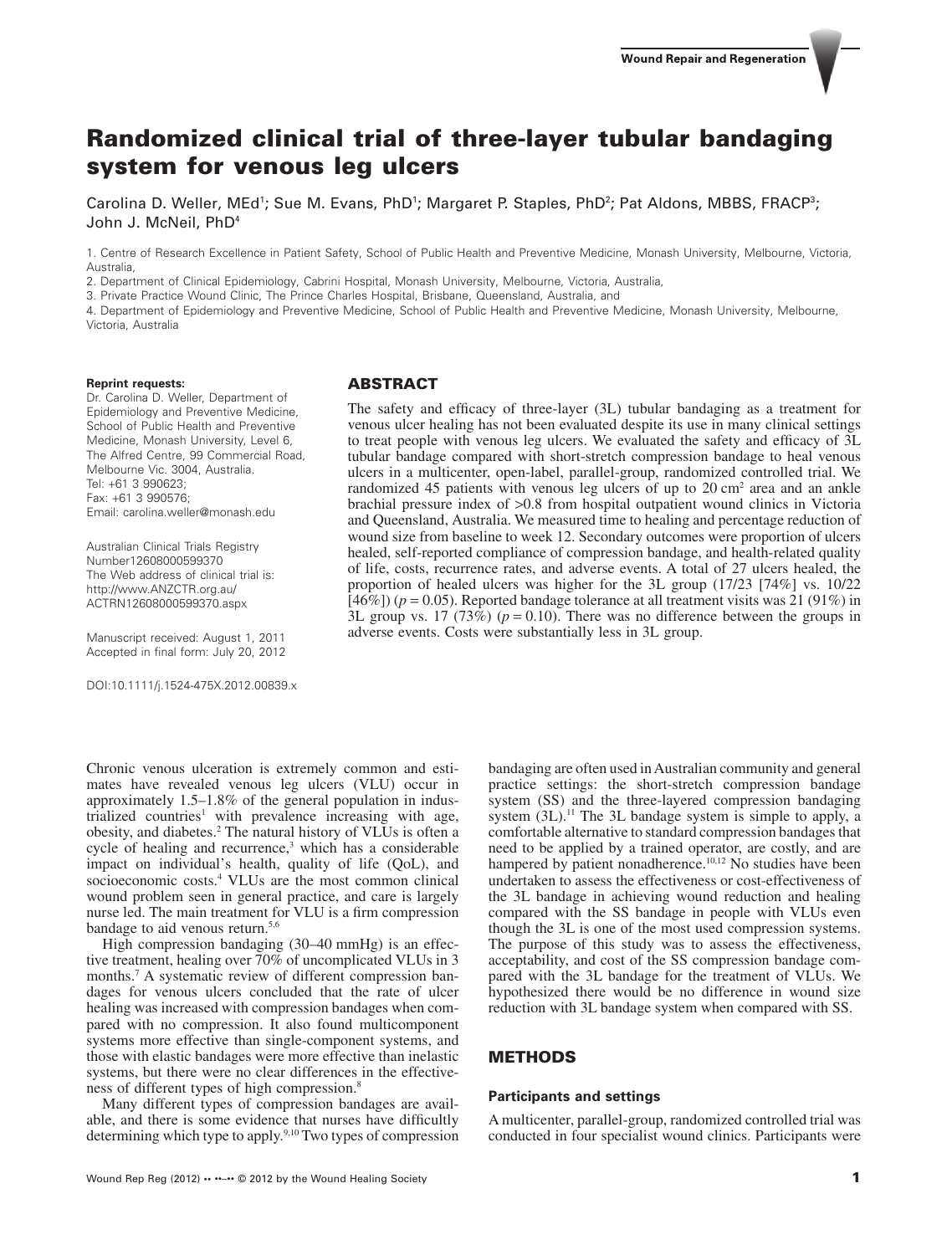# Randomized clinical trial of three-layer tubular bandaging system for venous leg ulcers

Carolina D. Weller, MEd[1]; Sue M. Evans, PhD[1]; Margaret P. Staples, PhD[2]; Pat Aldons, MBBS, FRACP[3]; John J. McNeil, PhD[4]

1. Centre of Research Excellence in Patient Safety, School of Public Health and Preventive Medicine, Monash University, Melbourne, Victoria, Australia,
2. Department of Clinical Epidemiology, Cabrini Hospital, Monash University, Melbourne, Victoria, Australia,
3. Private Practice Wound Clinic, The Prince Charles Hospital, Brisbane, Queensland, Australia, and
4. Department of Epidemiology and Preventive Medicine, School of Public Health and Preventive Medicine, Monash University, Melbourne, Victoria, Australia

**Reprint requests:**
Dr. Carolina D. Weller, Department of Epidemiology and Preventive Medicine, School of Public Health and Preventive Medicine, Monash University, Level 6, The Alfred Centre, 99 Commercial Road, Melbourne Vic. 3004, Australia.
Tel: +61 3 990623;
Fax: +61 3 990576;
Email: carolina.weller@monash.edu

Australian Clinical Trials Registry Number12608000599370
The Web address of clinical trial is: http://www.ANZCTR.org.au/ACTRN12608000599370.aspx

Manuscript received: August 1, 2011
Accepted in final form: July 20, 2012

DOI:10.1111/j.1524-475X.2012.00839.x

## ABSTRACT

The safety and efficacy of three-layer (3L) tubular bandaging as a treatment for venous ulcer healing has not been evaluated despite its use in many clinical settings to treat people with venous leg ulcers. We evaluated the safety and efficacy of 3L tubular bandage compared with short-stretch compression bandage to heal venous ulcers in a multicenter, open-label, parallel-group, randomized controlled trial. We randomized 45 patients with venous leg ulcers of up to 20 $cm^2$ area and an ankle brachial pressure index of >0.8 from hospital outpatient wound clinics in Victoria and Queensland, Australia. We measured time to healing and percentage reduction of wound size from baseline to week 12. Secondary outcomes were proportion of ulcers healed, self-reported compliance of compression bandage, and health-related quality of life, costs, recurrence rates, and adverse events. A total of 27 ulcers healed, the proportion of healed ulcers was higher for the 3L group (17/23 [74%] vs. 10/22 [46%]) ($p = 0.05$). Reported bandage tolerance at all treatment visits was 21 (91%) in 3L group vs. 17 (73%) ($p = 0.10$). There was no difference between the groups in adverse events. Costs were substantially less in 3L group.

Chronic venous ulceration is extremely common and estimates have revealed venous leg ulcers (VLU) occur in approximately 1.5–1.8% of the general population in industrialized countries[1] with prevalence increasing with age, obesity, and diabetes.[2] The natural history of VLUs is often a cycle of healing and recurrence,[3] which has a considerable impact on individual's health, quality of life (QoL), and socioeconomic costs.[4] VLUs are the most common clinical wound problem seen in general practice, and care is largely nurse led. The main treatment for VLU is a firm compression bandage to aid venous return.[5,6]

High compression bandaging (30–40 mmHg) is an effective treatment, healing over 70% of uncomplicated VLUs in 3 months.[7] A systematic review of different compression bandages for venous ulcers concluded that the rate of ulcer healing was increased with compression bandages when compared with no compression. It also found multicomponent systems more effective than single-component systems, and those with elastic bandages were more effective than inelastic systems, but there were no clear differences in the effectiveness of different types of high compression.[8]

Many different types of compression bandages are available, and there is some evidence that nurses have difficultly determining which type to apply.[9,10] Two types of compression bandaging are often used in Australian community and general practice settings: the short-stretch compression bandage system (SS) and the three-layered compression bandaging system (3L).[11] The 3L bandage system is simple to apply, a comfortable alternative to standard compression bandages that need to be applied by a trained operator, are costly, and are hampered by patient nonadherence.[10,12] No studies have been undertaken to assess the effectiveness or cost-effectiveness of the 3L bandage in achieving wound reduction and healing compared with the SS bandage in people with VLUs even though the 3L is one of the most used compression systems. The purpose of this study was to assess the effectiveness, acceptability, and cost of the SS compression bandage compared with the 3L bandage for the treatment of VLUs. We hypothesized there would be no difference in wound size reduction with 3L bandage system when compared with SS.

## METHODS

### Participants and settings

A multicenter, parallel-group, randomized controlled trial was conducted in four specialist wound clinics. Participants were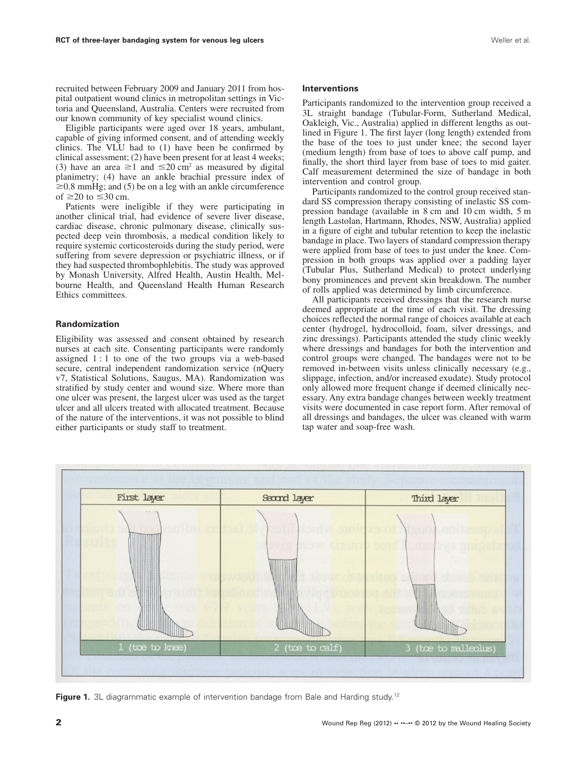recruited between February 2009 and January 2011 from hospital outpatient wound clinics in metropolitan settings in Victoria and Queensland, Australia. Centers were recruited from our known community of key specialist wound clinics.

Eligible participants were aged over 18 years, ambulant, capable of giving informed consent, and of attending weekly clinics. The VLU had to (1) have been be confirmed by clinical assessment; (2) have been present for at least 4 weeks; (3) have an area $\geq 1$ and $\leq 20$ $cm^2$ as measured by digital planimetry; (4) have an ankle brachial pressure index of $\geq 0.8$ mmHg; and (5) be on a leg with an ankle circumference of $\geq 20$ to $\leq 30$ cm.

Patients were ineligible if they were participating in another clinical trial, had evidence of severe liver disease, cardiac disease, chronic pulmonary disease, clinically suspected deep vein thrombosis, a medical condition likely to require systemic corticosteroids during the study period, were suffering from severe depression or psychiatric illness, or if they had suspected thrombophlebitis. The study was approved by Monash University, Alfred Health, Austin Health, Melbourne Health, and Queensland Health Human Research Ethics committees.

### Randomization

Eligibility was assessed and consent obtained by research nurses at each site. Consenting participants were randomly assigned 1 : 1 to one of the two groups via a web-based secure, central independent randomization service (nQuery v7, Statistical Solutions, Saugus, MA). Randomization was stratified by study center and wound size. Where more than one ulcer was present, the largest ulcer was used as the target ulcer and all ulcers treated with allocated treatment. Because of the nature of the interventions, it was not possible to blind either participants or study staff to treatment.

### Interventions

Participants randomized to the intervention group received a 3L straight bandage (Tubular-Form, Sutherland Medical, Oakleigh, Vic., Australia) applied in different lengths as outlined in Figure 1. The first layer (long length) extended from the base of the toes to just under knee; the second layer (medium length) from base of toes to above calf pump, and finally, the short third layer from base of toes to mid gaiter. Calf measurement determined the size of bandage in both intervention and control group.

Participants randomized to the control group received standard SS compression therapy consisting of inelastic SS compression bandage (available in 8 cm and 10 cm width, 5 m length Lastolan, Hartmann, Rhodes, NSW, Australia) applied in a figure of eight and tubular retention to keep the inelastic bandage in place. Two layers of standard compression therapy were applied from base of toes to just under the knee. Compression in both groups was applied over a padding layer (Tubular Plus, Sutherland Medical) to protect underlying bony prominences and prevent skin breakdown. The number of rolls applied was determined by limb circumference.

All participants received dressings that the research nurse deemed appropriate at the time of each visit. The dressing choices reflected the normal range of choices available at each center (hydrogel, hydrocolloid, foam, silver dressings, and zinc dressings). Participants attended the study clinic weekly where dressings and bandages for both the intervention and control groups were changed. The bandages were not to be removed in-between visits unless clinically necessary (e.g., slippage, infection, and/or increased exudate). Study protocol only allowed more frequent change if deemed clinically necessary. Any extra bandage changes between weekly treatment visits were documented in case report form. After removal of all dressings and bandages, the ulcer was cleaned with warm tap water and soap-free wash.

First layer
Second layer
Third layer
1 (toe to knee)
2 (toe to calf)
3 (toe to malleolus)

**Figure 1.** 3L diagrammatic example of intervention bandage from Bale and Harding study.[12]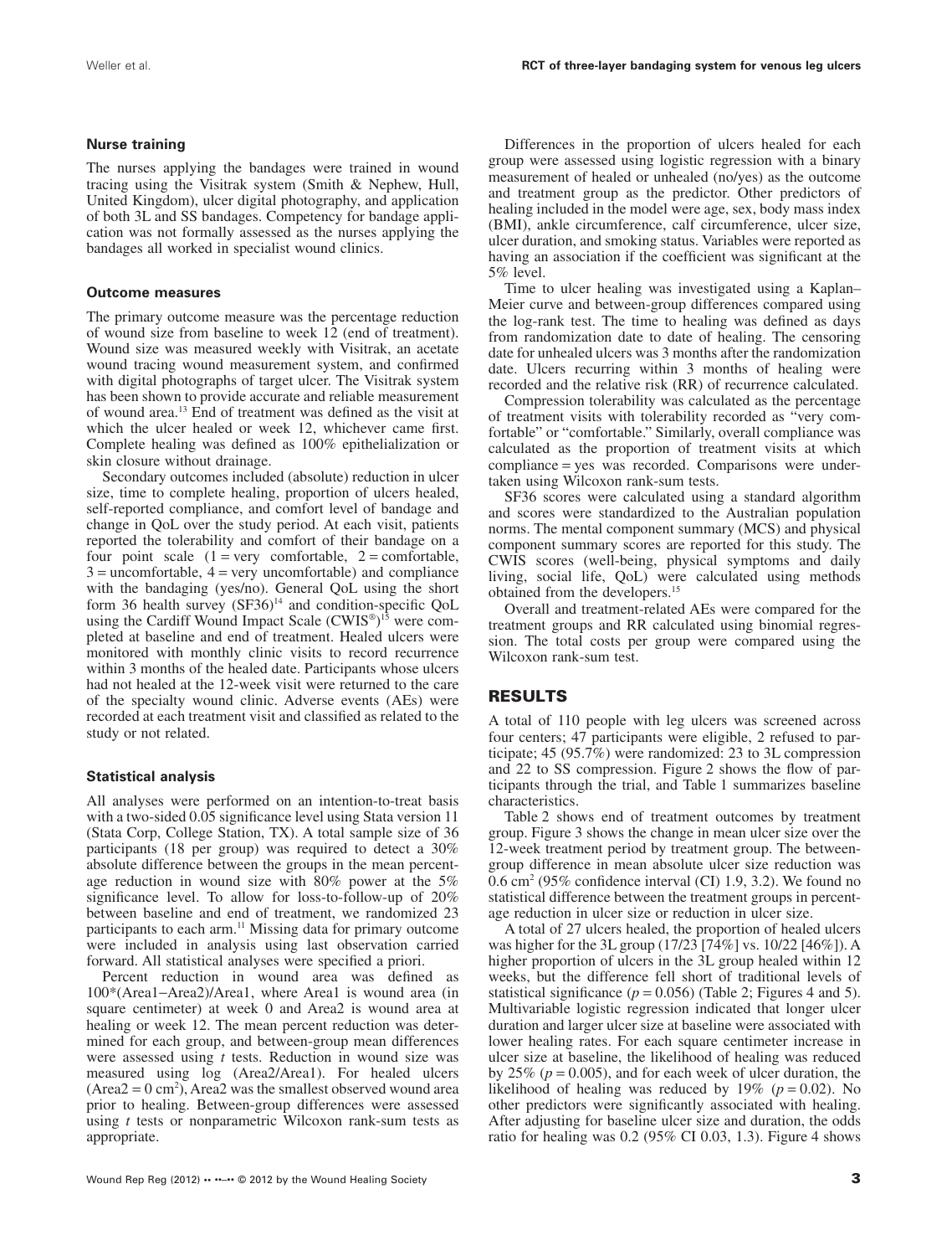### Nurse training

The nurses applying the bandages were trained in wound tracing using the Visitrak system (Smith & Nephew, Hull, United Kingdom), ulcer digital photography, and application of both 3L and SS bandages. Competency for bandage application was not formally assessed as the nurses applying the bandages all worked in specialist wound clinics.

### Outcome measures

The primary outcome measure was the percentage reduction of wound size from baseline to week 12 (end of treatment). Wound size was measured weekly with Visitrak, an acetate wound tracing wound measurement system, and confirmed with digital photographs of target ulcer. The Visitrak system has been shown to provide accurate and reliable measurement of wound area.[13] End of treatment was defined as the visit at which the ulcer healed or week 12, whichever came first. Complete healing was defined as 100% epithelialization or skin closure without drainage.

Secondary outcomes included (absolute) reduction in ulcer size, time to complete healing, proportion of ulcers healed, self-reported compliance, and comfort level of bandage and change in QoL over the study period. At each visit, patients reported the tolerability and comfort of their bandage on a four point scale (1 = very comfortable, 2 = comfortable, 3 = uncomfortable, 4 = very uncomfortable) and compliance with the bandaging (yes/no). General QoL using the short form 36 health survey (SF36)[14] and condition-specific QoL using the Cardiff Wound Impact Scale (CWIS®)[15] were completed at baseline and end of treatment. Healed ulcers were monitored with monthly clinic visits to record recurrence within 3 months of the healed date. Participants whose ulcers had not healed at the 12-week visit were returned to the care of the specialty wound clinic. Adverse events (AEs) were recorded at each treatment visit and classified as related to the study or not related.

### Statistical analysis

All analyses were performed on an intention-to-treat basis with a two-sided 0.05 significance level using Stata version 11 (Stata Corp, College Station, TX). A total sample size of 36 participants (18 per group) was required to detect a 30% absolute difference between the groups in the mean percentage reduction in wound size with 80% power at the 5% significance level. To allow for loss-to-follow-up of 20% between baseline and end of treatment, we randomized 23 participants to each arm.[11] Missing data for primary outcome were included in analysis using last observation carried forward. All statistical analyses were specified a priori.

Percent reduction in wound area was defined as 100*(Area1−Area2)/Area1, where Area1 is wound area (in square centimeter) at week 0 and Area2 is wound area at healing or week 12. The mean percent reduction was determined for each group, and between-group mean differences were assessed using *t* tests. Reduction in wound size was measured using log (Area2/Area1). For healed ulcers (Area2 = 0 $cm^2$), Area2 was the smallest observed wound area prior to healing. Between-group differences were assessed using *t* tests or nonparametric Wilcoxon rank-sum tests as appropriate.

Differences in the proportion of ulcers healed for each group were assessed using logistic regression with a binary measurement of healed or unhealed (no/yes) as the outcome and treatment group as the predictor. Other predictors of healing included in the model were age, sex, body mass index (BMI), ankle circumference, calf circumference, ulcer size, ulcer duration, and smoking status. Variables were reported as having an association if the coefficient was significant at the 5% level.

Time to ulcer healing was investigated using a Kaplan–Meier curve and between-group differences compared using the log-rank test. The time to healing was defined as days from randomization date to date of healing. The censoring date for unhealed ulcers was 3 months after the randomization date. Ulcers recurring within 3 months of healing were recorded and the relative risk (RR) of recurrence calculated.

Compression tolerability was calculated as the percentage of treatment visits with tolerability recorded as "very comfortable" or "comfortable." Similarly, overall compliance was calculated as the proportion of treatment visits at which compliance = yes was recorded. Comparisons were undertaken using Wilcoxon rank-sum tests.

SF36 scores were calculated using a standard algorithm and scores were standardized to the Australian population norms. The mental component summary (MCS) and physical component summary scores are reported for this study. The CWIS scores (well-being, physical symptoms and daily living, social life, QoL) were calculated using methods obtained from the developers.[15]

Overall and treatment-related AEs were compared for the treatment groups and RR calculated using binomial regression. The total costs per group were compared using the Wilcoxon rank-sum test.

## RESULTS

A total of 110 people with leg ulcers was screened across four centers; 47 participants were eligible, 2 refused to participate; 45 (95.7%) were randomized: 23 to 3L compression and 22 to SS compression. Figure 2 shows the flow of participants through the trial, and Table 1 summarizes baseline characteristics.

Table 2 shows end of treatment outcomes by treatment group. Figure 3 shows the change in mean ulcer size over the 12-week treatment period by treatment group. The between-group difference in mean absolute ulcer size reduction was 0.6 $cm^2$ (95% confidence interval (CI) 1.9, 3.2). We found no statistical difference between the treatment groups in percentage reduction in ulcer size or reduction in ulcer size.

A total of 27 ulcers healed, the proportion of healed ulcers was higher for the 3L group (17/23 [74%] vs. 10/22 [46%]). A higher proportion of ulcers in the 3L group healed within 12 weeks, but the difference fell short of traditional levels of statistical significance ($p = 0.056$) (Table 2; Figures 4 and 5). Multivariable logistic regression indicated that longer ulcer duration and larger ulcer size at baseline were associated with lower healing rates. For each square centimeter increase in ulcer size at baseline, the likelihood of healing was reduced by 25% ($p = 0.005$), and for each week of ulcer duration, the likelihood of healing was reduced by 19% ($p = 0.02$). No other predictors were significantly associated with healing. After adjusting for baseline ulcer size and duration, the odds ratio for healing was 0.2 (95% CI 0.03, 1.3). Figure 4 shows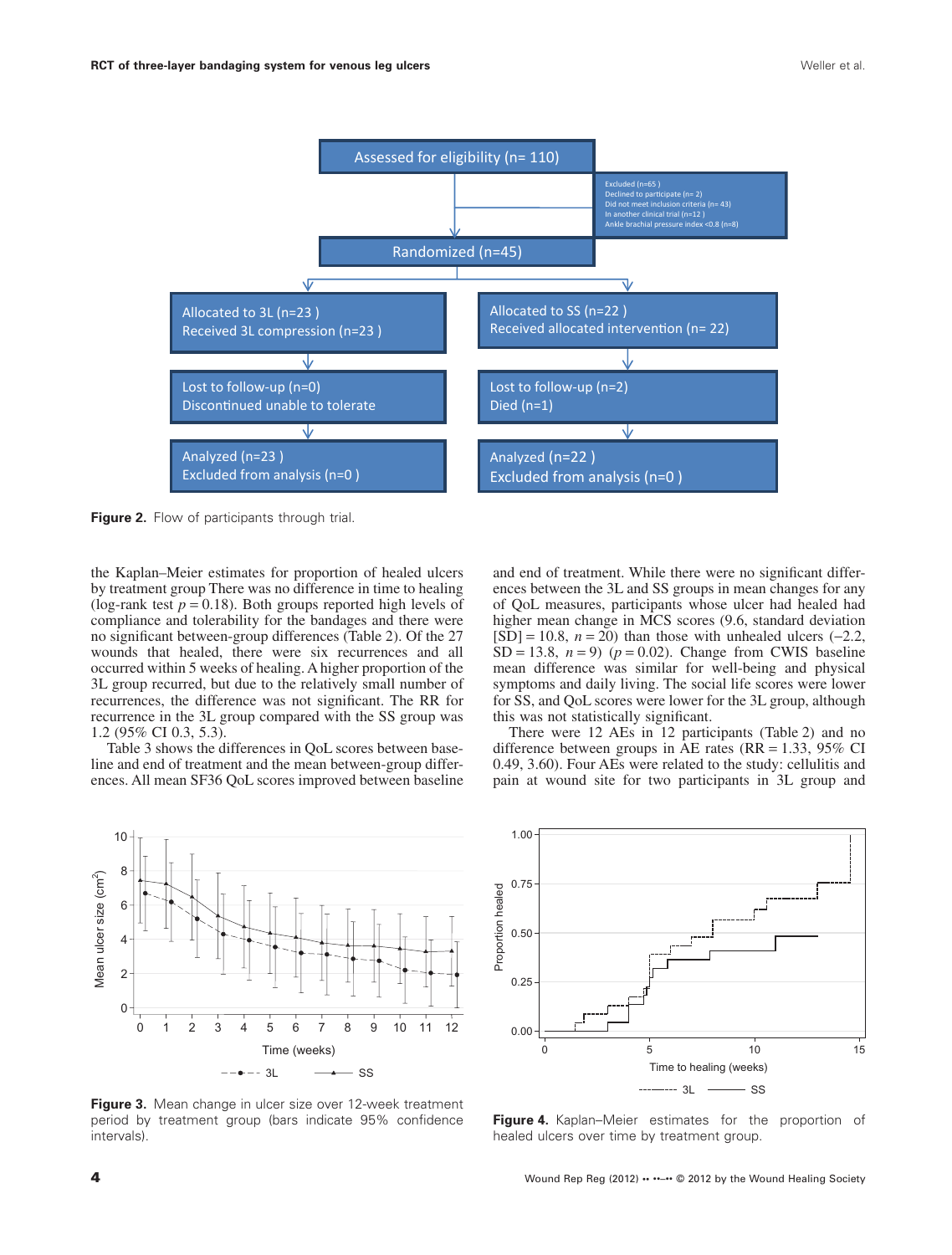Figure 2. Flow of participants through trial.

the Kaplan–Meier estimates for proportion of healed ulcers by treatment group There was no difference in time to healing (log-rank test $p = 0.18$). Both groups reported high levels of compliance and tolerability for the bandages and there were no significant between-group differences (Table 2). Of the 27 wounds that healed, there were six recurrences and all occurred within 5 weeks of healing. A higher proportion of the 3L group recurred, but due to the relatively small number of recurrences, the difference was not significant. The RR for recurrence in the 3L group compared with the SS group was 1.2 (95% CI 0.3, 5.3).

Table 3 shows the differences in QoL scores between baseline and end of treatment and the mean between-group differences. All mean SF36 QoL scores improved between baseline and end of treatment. While there were no significant differences between the 3L and SS groups in mean changes for any of QoL measures, participants whose ulcer had healed had higher mean change in MCS scores (9.6, standard deviation [SD] = 10.8, $n = 20$) than those with unhealed ulcers (−2.2, SD = 13.8, $n = 9$) ($p = 0.02$). Change from CWIS baseline mean difference was similar for well-being and physical symptoms and daily living. The social life scores were lower for SS, and QoL scores were lower for the 3L group, although this was not statistically significant.

There were 12 AEs in 12 participants (Table 2) and no difference between groups in AE rates (RR = 1.33, 95% CI 0.49, 3.60). Four AEs were related to the study: cellulitis and pain at wound site for two participants in 3L group and

Figure 3. Mean change in ulcer size over 12-week treatment period by treatment group (bars indicate 95% confidence intervals).

Figure 4. Kaplan–Meier estimates for the proportion of healed ulcers over time by treatment group.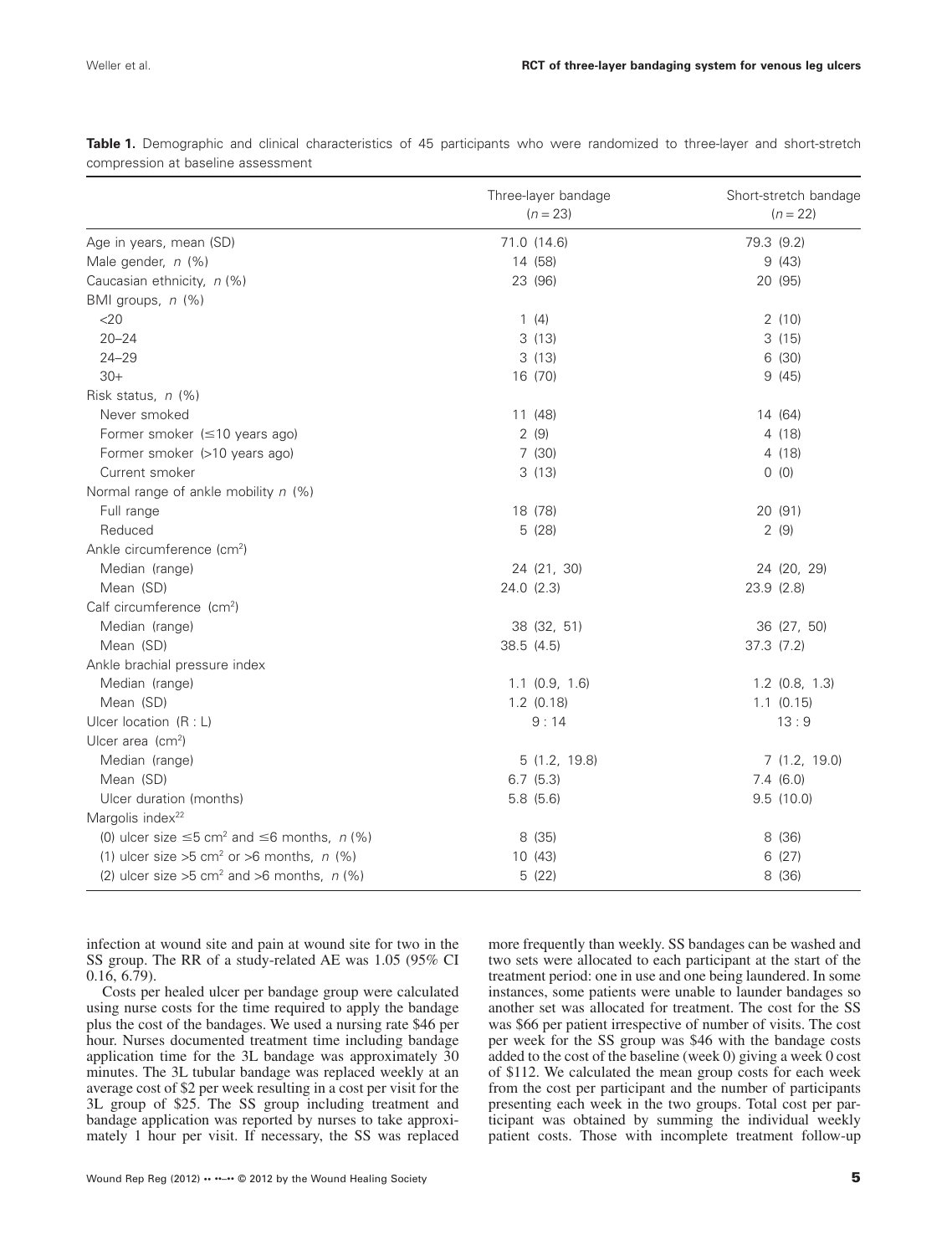**Table 1.** Demographic and clinical characteristics of 45 participants who were randomized to three-layer and short-stretch compression at baseline assessment

| | Three-layer bandage ($n = 23$) | Short-stretch bandage ($n = 22$) |
|---|---|---|
| Age in years, mean (SD) | 71.0 (14.6) | 79.3 (9.2) |
| Male gender, *n* (%) | 14 (58) | 9 (43) |
| Caucasian ethnicity, *n* (%) | 23 (96) | 20 (95) |
| BMI groups, *n* (%) | | |
| <20 | 1 (4) | 2 (10) |
| 20–24 | 3 (13) | 3 (15) |
| 24–29 | 3 (13) | 6 (30) |
| 30+ | 16 (70) | 9 (45) |
| Risk status, *n* (%) | | |
| Never smoked | 11 (48) | 14 (64) |
| Former smoker (≤10 years ago) | 2 (9) | 4 (18) |
| Former smoker (>10 years ago) | 7 (30) | 4 (18) |
| Current smoker | 3 (13) | 0 (0) |
| Normal range of ankle mobility *n* (%) | | |
| Full range | 18 (78) | 20 (91) |
| Reduced | 5 (28) | 2 (9) |
| Ankle circumference ($cm^2$) | | |
| Median (range) | 24 (21, 30) | 24 (20, 29) |
| Mean (SD) | 24.0 (2.3) | 23.9 (2.8) |
| Calf circumference ($cm^2$) | | |
| Median (range) | 38 (32, 51) | 36 (27, 50) |
| Mean (SD) | 38.5 (4.5) | 37.3 (7.2) |
| Ankle brachial pressure index | | |
| Median (range) | 1.1 (0.9, 1.6) | 1.2 (0.8, 1.3) |
| Mean (SD) | 1.2 (0.18) | 1.1 (0.15) |
| Ulcer location (R : L) | 9 : 14 | 13 : 9 |
| Ulcer area ($cm^2$) | | |
| Median (range) | 5 (1.2, 19.8) | 7 (1.2, 19.0) |
| Mean (SD) | 6.7 (5.3) | 7.4 (6.0) |
| Ulcer duration (months) | 5.8 (5.6) | 9.5 (10.0) |
| Margolis index[22] | | |
| (0) ulcer size ≤5 $cm^2$ and ≤6 months, *n* (%) | 8 (35) | 8 (36) |
| (1) ulcer size >5 $cm^2$ or >6 months, *n* (%) | 10 (43) | 6 (27) |
| (2) ulcer size >5 $cm^2$ and >6 months, *n* (%) | 5 (22) | 8 (36) |

infection at wound site and pain at wound site for two in the SS group. The RR of a study-related AE was 1.05 (95% CI 0.16, 6.79).

Costs per healed ulcer per bandage group were calculated using nurse costs for the time required to apply the bandage plus the cost of the bandages. We used a nursing rate $46 per hour. Nurses documented treatment time including bandage application time for the 3L bandage was approximately 30 minutes. The 3L tubular bandage was replaced weekly at an average cost of $2 per week resulting in a cost per visit for the 3L group of $25. The SS group including treatment and bandage application was reported by nurses to take approximately 1 hour per visit. If necessary, the SS was replaced more frequently than weekly. SS bandages can be washed and two sets were allocated to each participant at the start of the treatment period: one in use and one being laundered. In some instances, some patients were unable to launder bandages so another set was allocated for treatment. The cost for the SS was $66 per patient irrespective of number of visits. The cost per week for the SS group was $46 with the bandage costs added to the cost of the baseline (week 0) giving a week 0 cost of $112. We calculated the mean group costs for each week from the cost per participant and the number of participants presenting each week in the two groups. Total cost per participant was obtained by summing the individual weekly patient costs. Those with incomplete treatment follow-up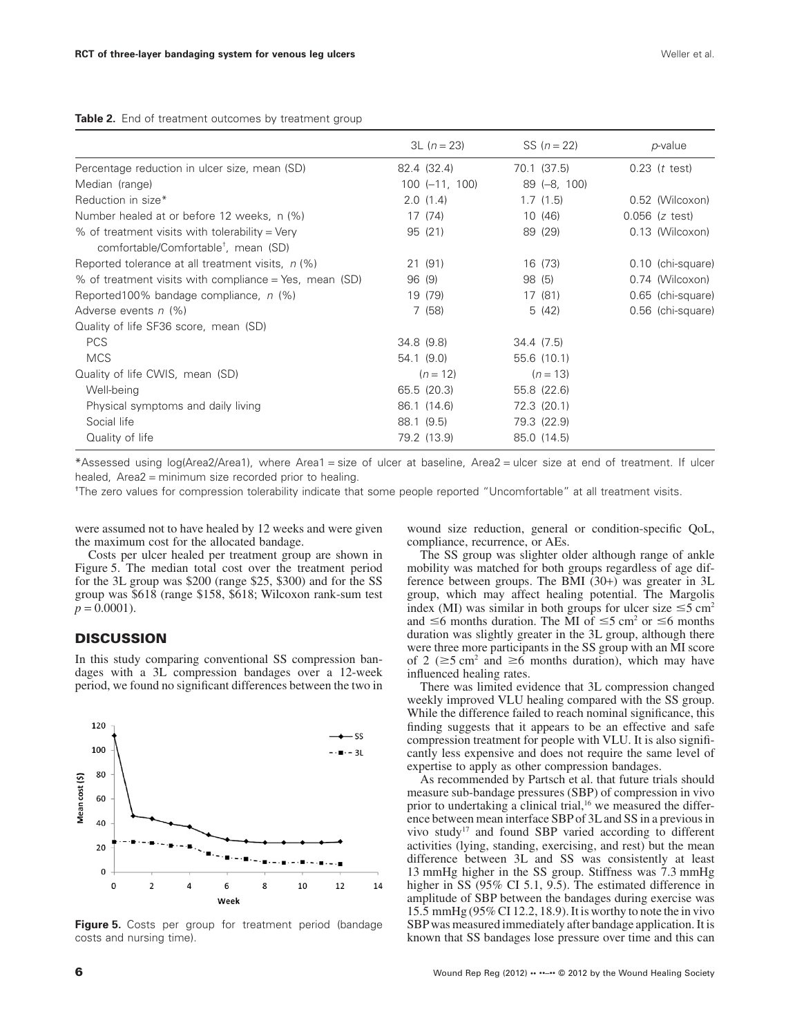**Table 2.** End of treatment outcomes by treatment group

| | 3L ($n = 23$) | SS ($n = 22$) | $p$-value |
|---|---|---|---|
| Percentage reduction in ulcer size, mean (SD) | 82.4 (32.4) | 70.1 (37.5) | 0.23 ($t$ test) |
| Median (range) | 100 (−11, 100) | 89 (−8, 100) | |
| Reduction in size* | 2.0 (1.4) | 1.7 (1.5) | 0.52 (Wilcoxon) |
| Number healed at or before 12 weeks, n (%) | 17 (74) | 10 (46) | 0.056 ($z$ test) |
| % of treatment visits with tolerability = Very comfortable/Comfortable[†], mean (SD) | 95 (21) | 89 (29) | 0.13 (Wilcoxon) |
| Reported tolerance at all treatment visits, $n$ (%) | 21 (91) | 16 (73) | 0.10 (chi-square) |
| % of treatment visits with compliance = Yes, mean (SD) | 96 (9) | 98 (5) | 0.74 (Wilcoxon) |
| Reported100% bandage compliance, $n$ (%) | 19 (79) | 17 (81) | 0.65 (chi-square) |
| Adverse events $n$ (%) | 7 (58) | 5 (42) | 0.56 (chi-square) |
| Quality of life SF36 score, mean (SD) | | | |
| PCS | 34.8 (9.8) | 34.4 (7.5) | |
| MCS | 54.1 (9.0) | 55.6 (10.1) | |
| Quality of life CWIS, mean (SD) | ($n = 12$) | ($n = 13$) | |
| Well-being | 65.5 (20.3) | 55.8 (22.6) | |
| Physical symptoms and daily living | 86.1 (14.6) | 72.3 (20.1) | |
| Social life | 88.1 (9.5) | 79.3 (22.9) | |
| Quality of life | 79.2 (13.9) | 85.0 (14.5) | |

*Assessed using log(Area2/Area1), where Area1 = size of ulcer at baseline, Area2 = ulcer size at end of treatment. If ulcer healed, Area2 = minimum size recorded prior to healing.

[†]The zero values for compression tolerability indicate that some people reported "Uncomfortable" at all treatment visits.

were assumed not to have healed by 12 weeks and were given the maximum cost for the allocated bandage.

Costs per ulcer healed per treatment group are shown in Figure 5. The median total cost over the treatment period for the 3L group was \$200 (range \$25, \$300) and for the SS group was \$618 (range \$158, \$618; Wilcoxon rank-sum test $p = 0.0001$).

## DISCUSSION

In this study comparing conventional SS compression bandages with a 3L compression bandages over a 12-week period, we found no significant differences between the two in wound size reduction, general or condition-specific QoL, compliance, recurrence, or AEs.

**Figure 5.** Costs per group for treatment period (bandage costs and nursing time).

The SS group was slighter older although range of ankle mobility was matched for both groups regardless of age difference between groups. The BMI (30+) was greater in 3L group, which may affect healing potential. The Margolis index (MI) was similar in both groups for ulcer size $\leq 5$ cm$^2$ and $\leq 6$ months duration. The MI of $\leq 5$ cm$^2$ or $\leq 6$ months duration was slightly greater in the 3L group, although there were three more participants in the SS group with an MI score of 2 ($\geq 5$ cm$^2$ and $\geq 6$ months duration), which may have influenced healing rates.

There was limited evidence that 3L compression changed weekly improved VLU healing compared with the SS group. While the difference failed to reach nominal significance, this finding suggests that it appears to be an effective and safe compression treatment for people with VLU. It is also significantly less expensive and does not require the same level of expertise to apply as other compression bandages.

As recommended by Partsch et al. that future trials should measure sub-bandage pressures (SBP) of compression in vivo prior to undertaking a clinical trial,[16] we measured the difference between mean interface SBP of 3L and SS in a previous in vivo study[17] and found SBP varied according to different activities (lying, standing, exercising, and rest) but the mean difference between 3L and SS was consistently at least 13 mmHg higher in the SS group. Stiffness was 7.3 mmHg higher in SS (95% CI 5.1, 9.5). The estimated difference in amplitude of SBP between the bandages during exercise was 15.5 mmHg (95% CI 12.2, 18.9). It is worthy to note the in vivo SBP was measured immediately after bandage application. It is known that SS bandages lose pressure over time and this can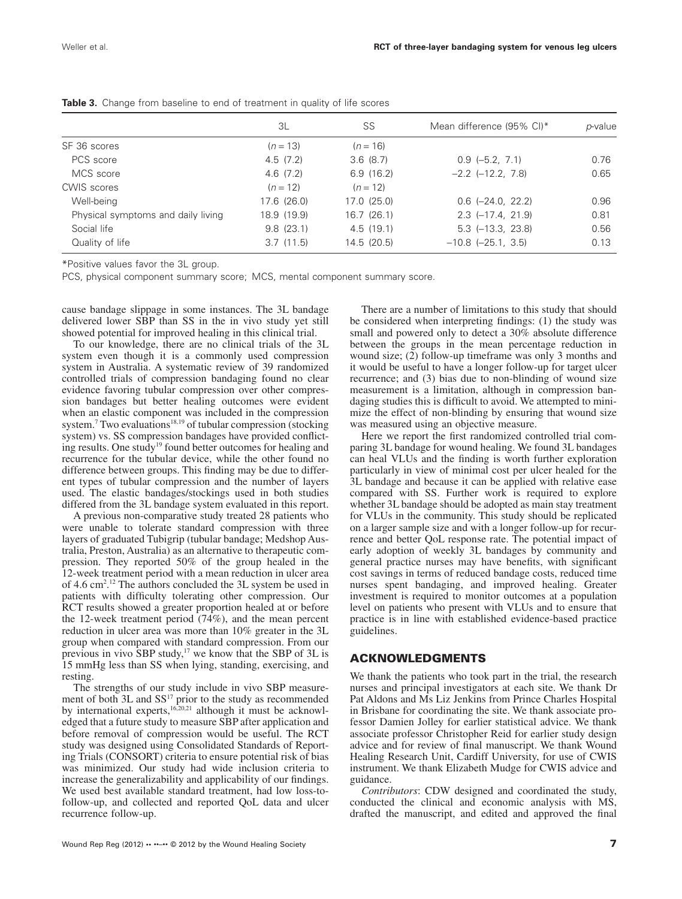**Table 3.** Change from baseline to end of treatment in quality of life scores

| | 3L | SS | Mean difference (95% CI)* | *p*-value |
|---|---|---|---|---|
| SF 36 scores | ($n = 13$) | ($n = 16$) | | |
| PCS score | 4.5 (7.2) | 3.6 (8.7) | 0.9 (−5.2, 7.1) | 0.76 |
| MCS score | 4.6 (7.2) | 6.9 (16.2) | −2.2 (−12.2, 7.8) | 0.65 |
| CWIS scores | ($n = 12$) | ($n = 12$) | | |
| Well-being | 17.6 (26.0) | 17.0 (25.0) | 0.6 (−24.0, 22.2) | 0.96 |
| Physical symptoms and daily living | 18.9 (19.9) | 16.7 (26.1) | 2.3 (−17.4, 21.9) | 0.81 |
| Social life | 9.8 (23.1) | 4.5 (19.1) | 5.3 (−13.3, 23.8) | 0.56 |
| Quality of life | 3.7 (11.5) | 14.5 (20.5) | −10.8 (−25.1, 3.5) | 0.13 |

*Positive values favor the 3L group.

PCS, physical component summary score; MCS, mental component summary score.

cause bandage slippage in some instances. The 3L bandage delivered lower SBP than SS in the in vivo study yet still showed potential for improved healing in this clinical trial.

To our knowledge, there are no clinical trials of the 3L system even though it is a commonly used compression system in Australia. A systematic review of 39 randomized controlled trials of compression bandaging found no clear evidence favoring tubular compression over other compression bandages but better healing outcomes were evident when an elastic component was included in the compression system.[7] Two evaluations[18,19] of tubular compression (stocking system) vs. SS compression bandages have provided conflicting results. One study[19] found better outcomes for healing and recurrence for the tubular device, while the other found no difference between groups. This finding may be due to different types of tubular compression and the number of layers used. The elastic bandages/stockings used in both studies differed from the 3L bandage system evaluated in this report.

A previous non-comparative study treated 28 patients who were unable to tolerate standard compression with three layers of graduated Tubigrip (tubular bandage; Medshop Australia, Preston, Australia) as an alternative to therapeutic compression. They reported 50% of the group healed in the 12-week treatment period with a mean reduction in ulcer area of 4.6 $cm^2$.[12] The authors concluded the 3L system be used in patients with difficulty tolerating other compression. Our RCT results showed a greater proportion healed at or before the 12-week treatment period (74%), and the mean percent reduction in ulcer area was more than 10% greater in the 3L group when compared with standard compression. From our previous in vivo SBP study,[17] we know that the SBP of 3L is 15 mmHg less than SS when lying, standing, exercising, and resting.

The strengths of our study include in vivo SBP measurement of both 3L and SS[17] prior to the study as recommended by international experts,[16,20,21] although it must be acknowledged that a future study to measure SBP after application and before removal of compression would be useful. The RCT study was designed using Consolidated Standards of Reporting Trials (CONSORT) criteria to ensure potential risk of bias was minimized. Our study had wide inclusion criteria to increase the generalizability and applicability of our findings. We used best available standard treatment, had low loss-to-follow-up, and collected and reported QoL data and ulcer recurrence follow-up.

There are a number of limitations to this study that should be considered when interpreting findings: (1) the study was small and powered only to detect a 30% absolute difference between the groups in the mean percentage reduction in wound size; (2) follow-up timeframe was only 3 months and it would be useful to have a longer follow-up for target ulcer recurrence; and (3) bias due to non-blinding of wound size measurement is a limitation, although in compression bandaging studies this is difficult to avoid. We attempted to minimize the effect of non-blinding by ensuring that wound size was measured using an objective measure.

Here we report the first randomized controlled trial comparing 3L bandage for wound healing. We found 3L bandages can heal VLUs and the finding is worth further exploration particularly in view of minimal cost per ulcer healed for the 3L bandage and because it can be applied with relative ease compared with SS. Further work is required to explore whether 3L bandage should be adopted as main stay treatment for VLUs in the community. This study should be replicated on a larger sample size and with a longer follow-up for recurrence and better QoL response rate. The potential impact of early adoption of weekly 3L bandages by community and general practice nurses may have benefits, with significant cost savings in terms of reduced bandage costs, reduced time nurses spent bandaging, and improved healing. Greater investment is required to monitor outcomes at a population level on patients who present with VLUs and to ensure that practice is in line with established evidence-based practice guidelines.

## ACKNOWLEDGMENTS

We thank the patients who took part in the trial, the research nurses and principal investigators at each site. We thank Dr Pat Aldons and Ms Liz Jenkins from Prince Charles Hospital in Brisbane for coordinating the site. We thank associate professor Damien Jolley for earlier statistical advice. We thank associate professor Christopher Reid for earlier study design advice and for review of final manuscript. We thank Wound Healing Research Unit, Cardiff University, for use of CWIS instrument. We thank Elizabeth Mudge for CWIS advice and guidance.

*Contributors*: CDW designed and coordinated the study, conducted the clinical and economic analysis with MS, drafted the manuscript, and edited and approved the final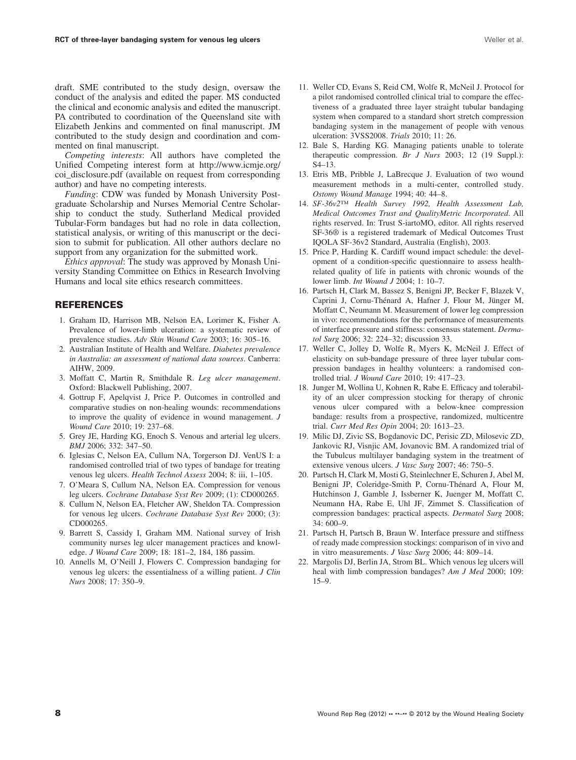draft. SME contributed to the study design, oversaw the conduct of the analysis and edited the paper. MS conducted the clinical and economic analysis and edited the manuscript. PA contributed to coordination of the Queensland site with Elizabeth Jenkins and commented on final manuscript. JM contributed to the study design and coordination and commented on final manuscript.

*Competing interests*: All authors have completed the Unified Competing interest form at http://www.icmje.org/coi_disclosure.pdf (available on request from corresponding author) and have no competing interests.

*Funding*: CDW was funded by Monash University Postgraduate Scholarship and Nurses Memorial Centre Scholarship to conduct the study. Sutherland Medical provided Tubular-Form bandages but had no role in data collection, statistical analysis, or writing of this manuscript or the decision to submit for publication. All other authors declare no support from any organization for the submitted work.

*Ethics approval*: The study was approved by Monash University Standing Committee on Ethics in Research Involving Humans and local site ethics research committees.

## REFERENCES

1. Graham ID, Harrison MB, Nelson EA, Lorimer K, Fisher A. Prevalence of lower-limb ulceration: a systematic review of prevalence studies. *Adv Skin Wound Care* 2003; 16: 305–16.
2. Australian Institute of Health and Welfare. *Diabetes prevalence in Australia: an assessment of national data sources*. Canberra: AIHW, 2009.
3. Moffatt C, Martin R, Smithdale R. *Leg ulcer management*. Oxford: Blackwell Publishing, 2007.
4. Gottrup F, Apelqvist J, Price P. Outcomes in controlled and comparative studies on non-healing wounds: recommendations to improve the quality of evidence in wound management. *J Wound Care* 2010; 19: 237–68.
5. Grey JE, Harding KG, Enoch S. Venous and arterial leg ulcers. *BMJ* 2006; 332: 347–50.
6. Iglesias C, Nelson EA, Cullum NA, Torgerson DJ. VenUS I: a randomised controlled trial of two types of bandage for treating venous leg ulcers. *Health Technol Assess* 2004; 8: iii, 1–105.
7. O'Meara S, Cullum NA, Nelson EA. Compression for venous leg ulcers. *Cochrane Database Syst Rev* 2009; (1): CD000265.
8. Cullum N, Nelson EA, Fletcher AW, Sheldon TA. Compression for venous leg ulcers. *Cochrane Database Syst Rev* 2000; (3): CD000265.
9. Barrett S, Cassidy I, Graham MM. National survey of Irish community nurses leg ulcer management practices and knowledge. *J Wound Care* 2009; 18: 181–2, 184, 186 passim.
10. Annells M, O'Neill J, Flowers C. Compression bandaging for venous leg ulcers: the essentialness of a willing patient. *J Clin Nurs* 2008; 17: 350–9.
11. Weller CD, Evans S, Reid CM, Wolfe R, McNeil J. Protocol for a pilot randomised controlled clinical trial to compare the effectiveness of a graduated three layer straight tubular bandaging system when compared to a standard short stretch compression bandaging system in the management of people with venous ulceration: 3VSS2008. *Trials* 2010; 11: 26.
12. Bale S, Harding KG. Managing patients unable to tolerate therapeutic compression. *Br J Nurs* 2003; 12 (19 Suppl.): S4–13.
13. Etris MB, Pribble J, LaBrecque J. Evaluation of two wound measurement methods in a multi-center, controlled study. *Ostomy Wound Manage* 1994; 40: 44–8.
14. *SF-36v2™ Health Survey 1992, Health Assessment Lab, Medical Outcomes Trust and QualityMetric Incorporated*. All rights reserved. In: Trust S-iartoMO, editor. All rights reserved SF-36® is a registered trademark of Medical Outcomes Trust IQOLA SF-36v2 Standard, Australia (English), 2003.
15. Price P, Harding K. Cardiff wound impact schedule: the development of a condition-specific questionnaire to assess health-related quality of life in patients with chronic wounds of the lower limb. *Int Wound J* 2004; 1: 10–7.
16. Partsch H, Clark M, Bassez S, Benigni JP, Becker F, Blazek V, Caprini J, Cornu-Thénard A, Hafner J, Flour M, Jünger M, Moffatt C, Neumann M. Measurement of lower leg compression in vivo: recommendations for the performance of measurements of interface pressure and stiffness: consensus statement. *Dermatol Surg* 2006; 32: 224–32; discussion 33.
17. Weller C, Jolley D, Wolfe R, Myers K, McNeil J. Effect of elasticity on sub-bandage pressure of three layer tubular compression bandages in healthy volunteers: a randomised controlled trial. *J Wound Care* 2010; 19: 417–23.
18. Junger M, Wollina U, Kohnen R, Rabe E. Efficacy and tolerability of an ulcer compression stocking for therapy of chronic venous ulcer compared with a below-knee compression bandage: results from a prospective, randomized, multicentre trial. *Curr Med Res Opin* 2004; 20: 1613–23.
19. Milic DJ, Zivic SS, Bogdanovic DC, Perisic ZD, Milosevic ZD, Jankovic RJ, Visnjic AM, Jovanovic BM. A randomized trial of the Tubulcus multilayer bandaging system in the treatment of extensive venous ulcers. *J Vasc Surg* 2007; 46: 750–5.
20. Partsch H, Clark M, Mosti G, Steinlechner E, Schuren J, Abel M, Benigni JP, Coleridge-Smith P, Cornu-Thénard A, Flour M, Hutchinson J, Gamble J, Issberner K, Juenger M, Moffatt C, Neumann HA, Rabe E, Uhl JF, Zimmet S. Classification of compression bandages: practical aspects. *Dermatol Surg* 2008; 34: 600–9.
21. Partsch H, Partsch B, Braun W. Interface pressure and stiffness of ready made compression stockings: comparison of in vivo and in vitro measurements. *J Vasc Surg* 2006; 44: 809–14.
22. Margolis DJ, Berlin JA, Strom BL. Which venous leg ulcers will heal with limb compression bandages? *Am J Med* 2000; 109: 15–9.